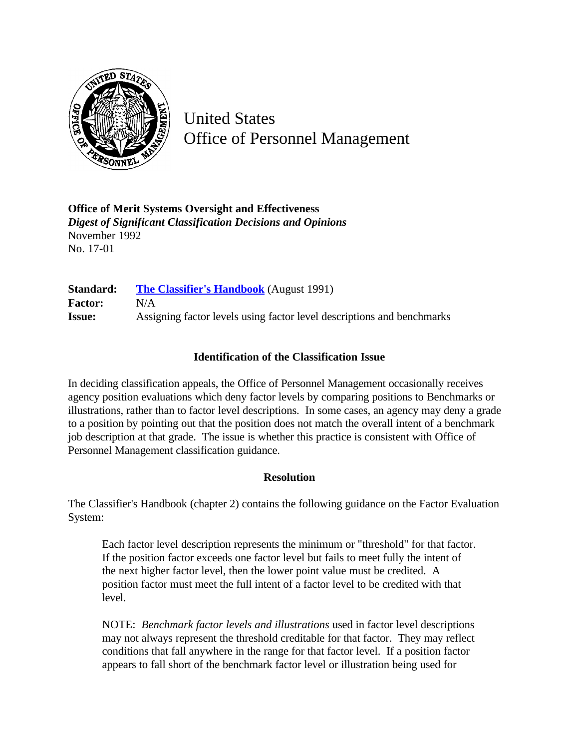United States
Office of Personnel Management

**Office of Merit Systems Oversight and Effectiveness**
***Digest of Significant Classification Decisions and Opinions***
November 1992
No. 17-01

| | |
|---|---|
| **Standard:** | **The Classifier's Handbook** (August 1991) |
| **Factor:** | N/A |
| **Issue:** | Assigning factor levels using factor level descriptions and benchmarks |

## Identification of the Classification Issue

In deciding classification appeals, the Office of Personnel Management occasionally receives agency position evaluations which deny factor levels by comparing positions to Benchmarks or illustrations, rather than to factor level descriptions. In some cases, an agency may deny a grade to a position by pointing out that the position does not match the overall intent of a benchmark job description at that grade. The issue is whether this practice is consistent with Office of Personnel Management classification guidance.

## Resolution

The Classifier's Handbook (chapter 2) contains the following guidance on the Factor Evaluation System:

> Each factor level description represents the minimum or "threshold" for that factor. If the position factor exceeds one factor level but fails to meet fully the intent of the next higher factor level, then the lower point value must be credited. A position factor must meet the full intent of a factor level to be credited with that level.
>
> NOTE: *Benchmark factor levels and illustrations* used in factor level descriptions may not always represent the threshold creditable for that factor. They may reflect conditions that fall anywhere in the range for that factor level. If a position factor appears to fall short of the benchmark factor level or illustration being used for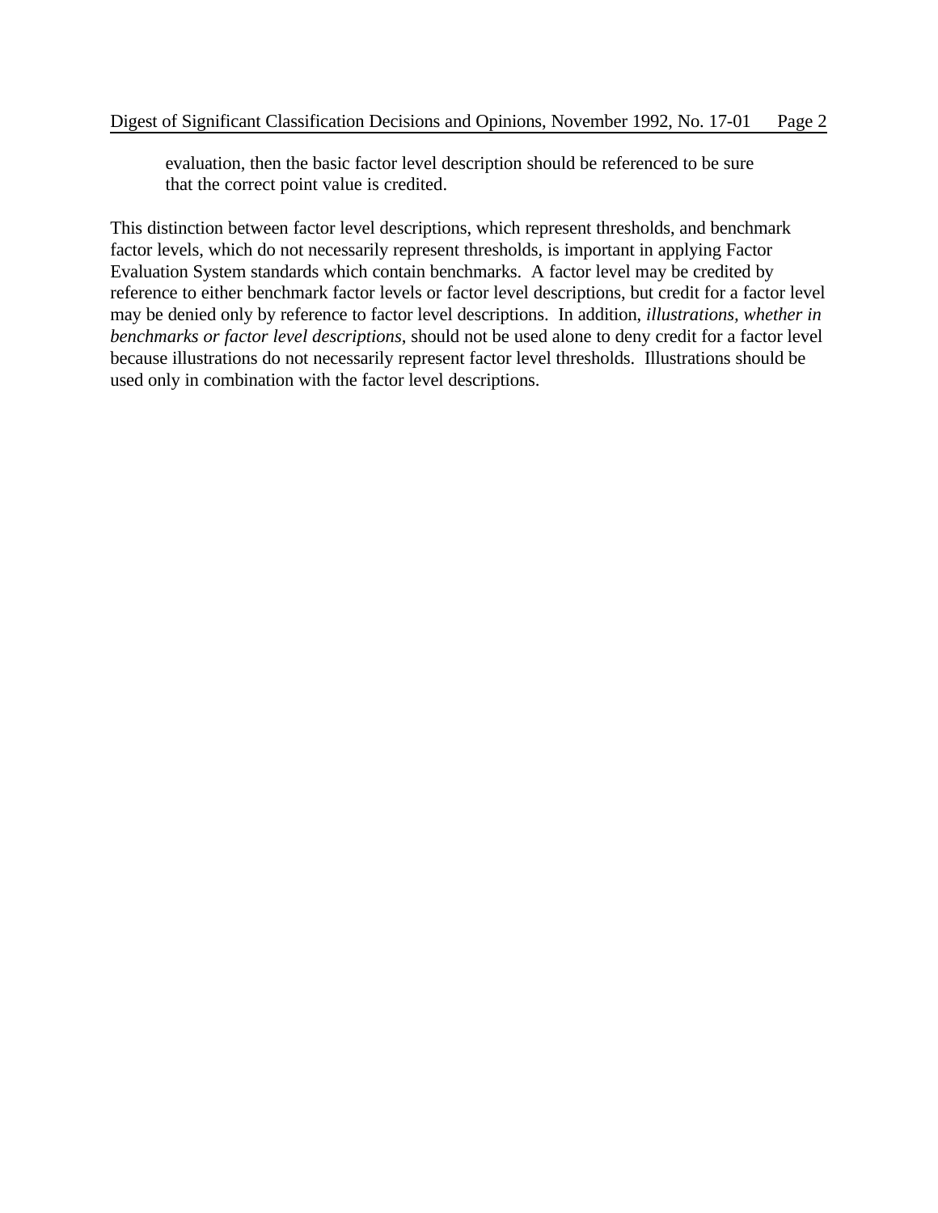evaluation, then the basic factor level description should be referenced to be sure that the correct point value is credited.

This distinction between factor level descriptions, which represent thresholds, and benchmark factor levels, which do not necessarily represent thresholds, is important in applying Factor Evaluation System standards which contain benchmarks. A factor level may be credited by reference to either benchmark factor levels or factor level descriptions, but credit for a factor level may be denied only by reference to factor level descriptions. In addition, *illustrations, whether in benchmarks or factor level descriptions*, should not be used alone to deny credit for a factor level because illustrations do not necessarily represent factor level thresholds. Illustrations should be used only in combination with the factor level descriptions.